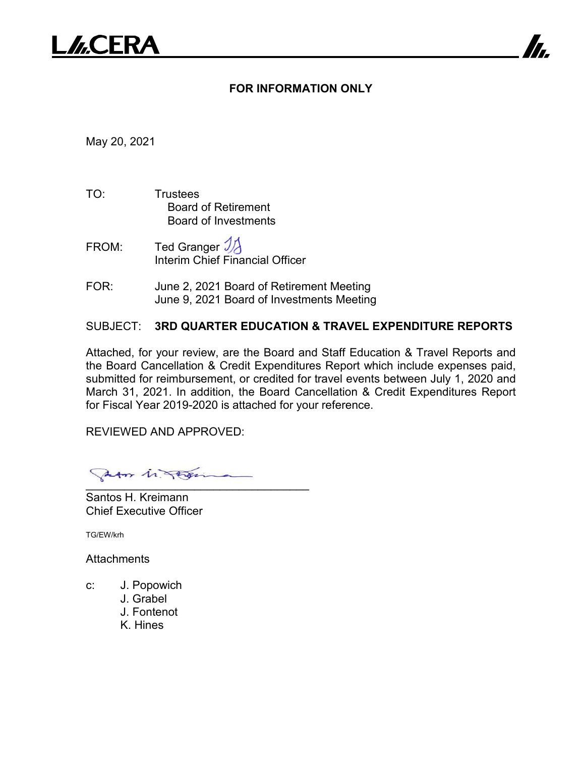LACERA

**FOR INFORMATION ONLY**

May 20, 2021

TO: Trustees
Board of Retirement
Board of Investments

FROM: Ted Granger
Interim Chief Financial Officer

FOR: June 2, 2021 Board of Retirement Meeting
June 9, 2021 Board of Investments Meeting

SUBJECT: **3RD QUARTER EDUCATION & TRAVEL EXPENDITURE REPORTS**

Attached, for your review, are the Board and Staff Education & Travel Reports and the Board Cancellation & Credit Expenditures Report which include expenses paid, submitted for reimbursement, or credited for travel events between July 1, 2020 and March 31, 2021. In addition, the Board Cancellation & Credit Expenditures Report for Fiscal Year 2019-2020 is attached for your reference.

REVIEWED AND APPROVED:

Santos H. Kreimann
Chief Executive Officer

TG/EW/krh

Attachments

c: J. Popowich
J. Grabel
J. Fontenot
K. Hines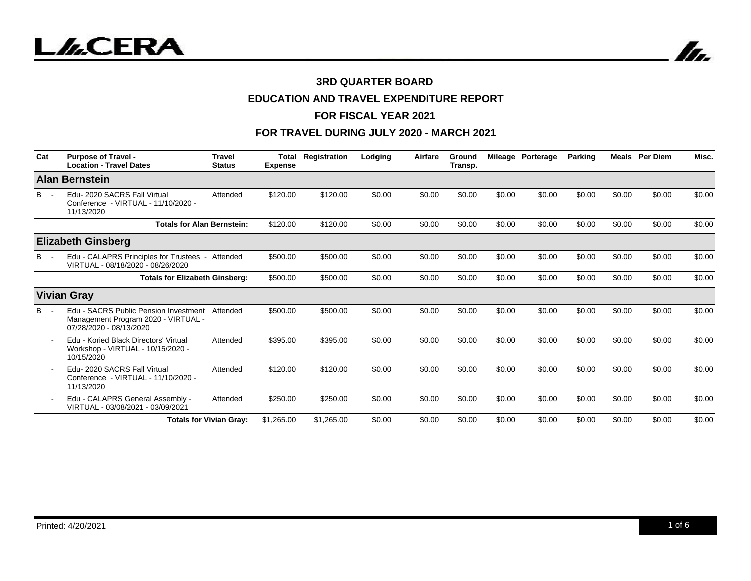# 3RD QUARTER BOARD

# EDUCATION AND TRAVEL EXPENDITURE REPORT

# FOR FISCAL YEAR 2021

# FOR TRAVEL DURING JULY 2020 - MARCH 2021

| Cat | Purpose of Travel - Location - Travel Dates | Travel Status | Total Expense | Registration | Lodging | Airfare | Ground Transp. | Mileage | Porterage | Parking | Meals | Per Diem | Misc. |
|---|---|---|---|---|---|---|---|---|---|---|---|---|---|
| **Alan Bernstein** | | | | | | | | | | | | | |
| B - | Edu- 2020 SACRS Fall Virtual Conference - VIRTUAL - 11/10/2020 - 11/13/2020 | Attended | $120.00 | $120.00 | $0.00 | $0.00 | $0.00 | $0.00 | $0.00 | $0.00 | $0.00 | $0.00 | $0.00 |
| | **Totals for Alan Bernstein:** | | $120.00 | $120.00 | $0.00 | $0.00 | $0.00 | $0.00 | $0.00 | $0.00 | $0.00 | $0.00 | $0.00 |
| **Elizabeth Ginsberg** | | | | | | | | | | | | | |
| B - | Edu - CALAPRS Principles for Trustees - VIRTUAL - 08/18/2020 - 08/26/2020 | Attended | $500.00 | $500.00 | $0.00 | $0.00 | $0.00 | $0.00 | $0.00 | $0.00 | $0.00 | $0.00 | $0.00 |
| | **Totals for Elizabeth Ginsberg:** | | $500.00 | $500.00 | $0.00 | $0.00 | $0.00 | $0.00 | $0.00 | $0.00 | $0.00 | $0.00 | $0.00 |
| **Vivian Gray** | | | | | | | | | | | | | |
| B - | Edu - SACRS Public Pension Investment Management Program 2020 - VIRTUAL - 07/28/2020 - 08/13/2020 | Attended | $500.00 | $500.00 | $0.00 | $0.00 | $0.00 | $0.00 | $0.00 | $0.00 | $0.00 | $0.00 | $0.00 |
| - | Edu - Koried Black Directors' Virtual Workshop - VIRTUAL - 10/15/2020 - 10/15/2020 | Attended | $395.00 | $395.00 | $0.00 | $0.00 | $0.00 | $0.00 | $0.00 | $0.00 | $0.00 | $0.00 | $0.00 |
| - | Edu- 2020 SACRS Fall Virtual Conference - VIRTUAL - 11/10/2020 - 11/13/2020 | Attended | $120.00 | $120.00 | $0.00 | $0.00 | $0.00 | $0.00 | $0.00 | $0.00 | $0.00 | $0.00 | $0.00 |
| - | Edu - CALAPRS General Assembly - VIRTUAL - 03/08/2021 - 03/09/2021 | Attended | $250.00 | $250.00 | $0.00 | $0.00 | $0.00 | $0.00 | $0.00 | $0.00 | $0.00 | $0.00 | $0.00 |
| | **Totals for Vivian Gray:** | | $1,265.00 | $1,265.00 | $0.00 | $0.00 | $0.00 | $0.00 | $0.00 | $0.00 | $0.00 | $0.00 | $0.00 |

Printed: 4/20/2021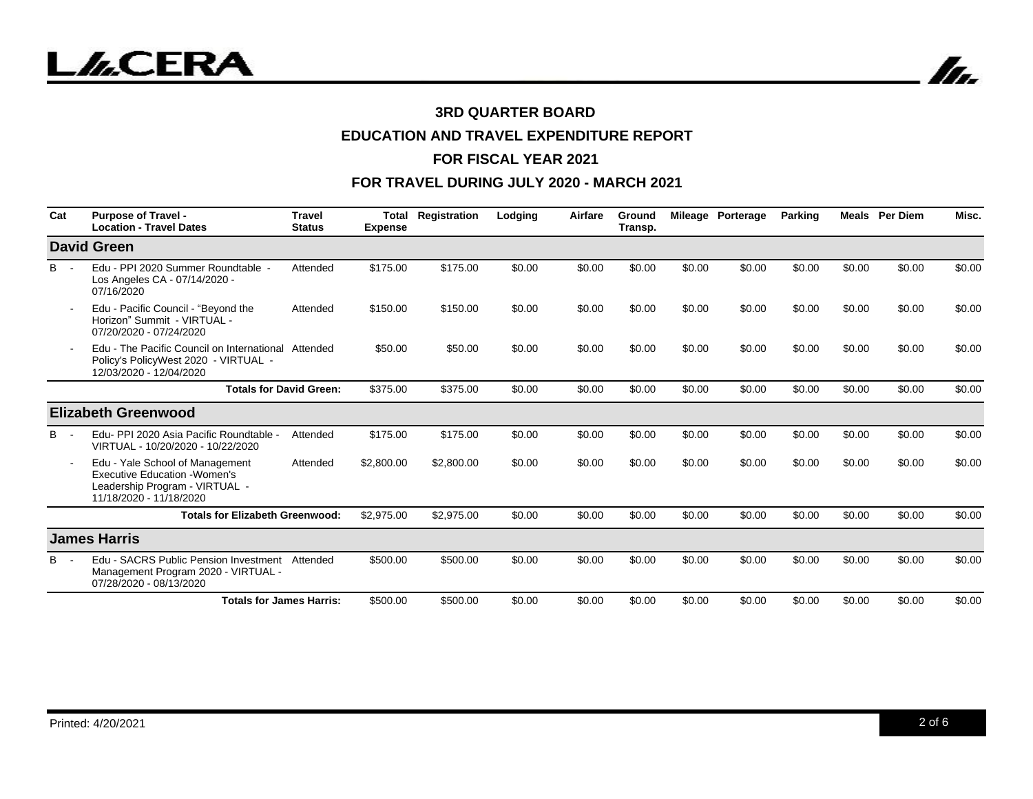### 3RD QUARTER BOARD

### EDUCATION AND TRAVEL EXPENDITURE REPORT

### FOR FISCAL YEAR 2021

### FOR TRAVEL DURING JULY 2020 - MARCH 2021

| Cat | | Purpose of Travel - Location - Travel Dates | Travel Status | Total Expense | Registration | Lodging | Airfare | Ground Transp. | Mileage | Porterage | Parking | Meals | Per Diem | Misc. |
|---|---|---|---|---|---|---|---|---|---|---|---|---|---|---|
| **David Green** | | | | | | | | | | | | | | |
| B | - | Edu - PPI 2020 Summer Roundtable - Los Angeles CA - 07/14/2020 - 07/16/2020 | Attended | $175.00 | $175.00 | $0.00 | $0.00 | $0.00 | $0.00 | $0.00 | $0.00 | $0.00 | $0.00 | $0.00 |
| | - | Edu - Pacific Council - "Beyond the Horizon" Summit - VIRTUAL - 07/20/2020 - 07/24/2020 | Attended | $150.00 | $150.00 | $0.00 | $0.00 | $0.00 | $0.00 | $0.00 | $0.00 | $0.00 | $0.00 | $0.00 |
| | - | Edu - The Pacific Council on International Policy's PolicyWest 2020 - VIRTUAL - 12/03/2020 - 12/04/2020 | Attended | $50.00 | $50.00 | $0.00 | $0.00 | $0.00 | $0.00 | $0.00 | $0.00 | $0.00 | $0.00 | $0.00 |
| | | **Totals for David Green:** | | $375.00 | $375.00 | $0.00 | $0.00 | $0.00 | $0.00 | $0.00 | $0.00 | $0.00 | $0.00 | $0.00 |
| **Elizabeth Greenwood** | | | | | | | | | | | | | | |
| B | - | Edu- PPI 2020 Asia Pacific Roundtable - VIRTUAL - 10/20/2020 - 10/22/2020 | Attended | $175.00 | $175.00 | $0.00 | $0.00 | $0.00 | $0.00 | $0.00 | $0.00 | $0.00 | $0.00 | $0.00 |
| | - | Edu - Yale School of Management Executive Education -Women's Leadership Program - VIRTUAL - 11/18/2020 - 11/18/2020 | Attended | $2,800.00 | $2,800.00 | $0.00 | $0.00 | $0.00 | $0.00 | $0.00 | $0.00 | $0.00 | $0.00 | $0.00 |
| | | **Totals for Elizabeth Greenwood:** | | $2,975.00 | $2,975.00 | $0.00 | $0.00 | $0.00 | $0.00 | $0.00 | $0.00 | $0.00 | $0.00 | $0.00 |
| **James Harris** | | | | | | | | | | | | | | |
| B | - | Edu - SACRS Public Pension Investment Management Program 2020 - VIRTUAL - 07/28/2020 - 08/13/2020 | Attended | $500.00 | $500.00 | $0.00 | $0.00 | $0.00 | $0.00 | $0.00 | $0.00 | $0.00 | $0.00 | $0.00 |
| | | **Totals for James Harris:** | | $500.00 | $500.00 | $0.00 | $0.00 | $0.00 | $0.00 | $0.00 | $0.00 | $0.00 | $0.00 | $0.00 |

Printed: 4/20/2021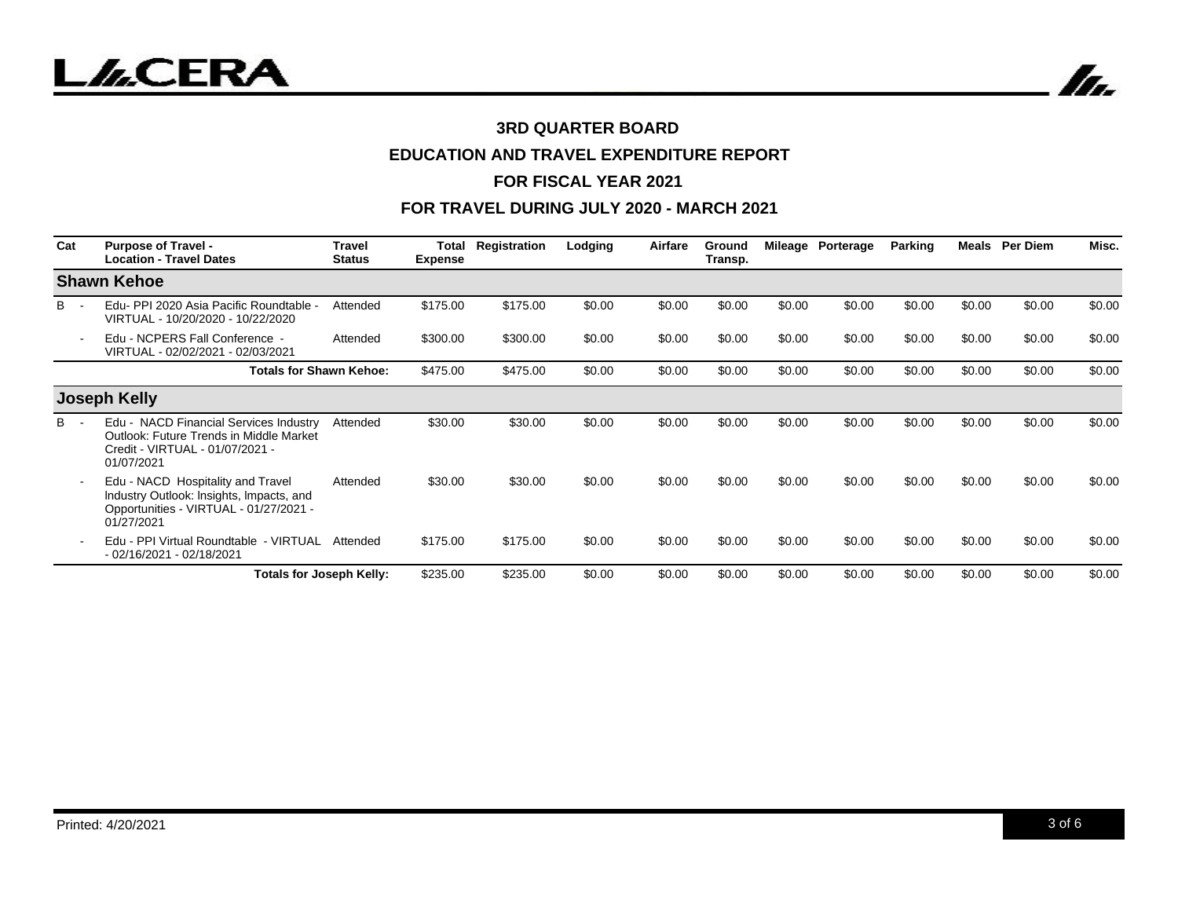# 3RD QUARTER BOARD

## EDUCATION AND TRAVEL EXPENDITURE REPORT

## FOR FISCAL YEAR 2021

## FOR TRAVEL DURING JULY 2020 - MARCH 2021

| Cat | Purpose of Travel - Location - Travel Dates | Travel Status | Total Expense | Registration | Lodging | Airfare | Ground Transp. | Mileage | Porterage | Parking | Meals | Per Diem | Misc. |
|---|---|---|---|---|---|---|---|---|---|---|---|---|---|
| **Shawn Kehoe** | | | | | | | | | | | | | |
| B - | Edu- PPI 2020 Asia Pacific Roundtable - VIRTUAL - 10/20/2020 - 10/22/2020 | Attended | $175.00 | $175.00 | $0.00 | $0.00 | $0.00 | $0.00 | $0.00 | $0.00 | $0.00 | $0.00 | $0.00 |
| - | Edu - NCPERS Fall Conference - VIRTUAL - 02/02/2021 - 02/03/2021 | Attended | $300.00 | $300.00 | $0.00 | $0.00 | $0.00 | $0.00 | $0.00 | $0.00 | $0.00 | $0.00 | $0.00 |
| | **Totals for Shawn Kehoe:** | | $475.00 | $475.00 | $0.00 | $0.00 | $0.00 | $0.00 | $0.00 | $0.00 | $0.00 | $0.00 | $0.00 |
| **Joseph Kelly** | | | | | | | | | | | | | |
| B - | Edu - NACD Financial Services Industry Outlook: Future Trends in Middle Market Credit - VIRTUAL - 01/07/2021 - 01/07/2021 | Attended | $30.00 | $30.00 | $0.00 | $0.00 | $0.00 | $0.00 | $0.00 | $0.00 | $0.00 | $0.00 | $0.00 |
| - | Edu - NACD Hospitality and Travel Industry Outlook: Insights, Impacts, and Opportunities - VIRTUAL - 01/27/2021 - 01/27/2021 | Attended | $30.00 | $30.00 | $0.00 | $0.00 | $0.00 | $0.00 | $0.00 | $0.00 | $0.00 | $0.00 | $0.00 |
| - | Edu - PPI Virtual Roundtable - VIRTUAL - 02/16/2021 - 02/18/2021 | Attended | $175.00 | $175.00 | $0.00 | $0.00 | $0.00 | $0.00 | $0.00 | $0.00 | $0.00 | $0.00 | $0.00 |
| | **Totals for Joseph Kelly:** | | $235.00 | $235.00 | $0.00 | $0.00 | $0.00 | $0.00 | $0.00 | $0.00 | $0.00 | $0.00 | $0.00 |

Printed: 4/20/2021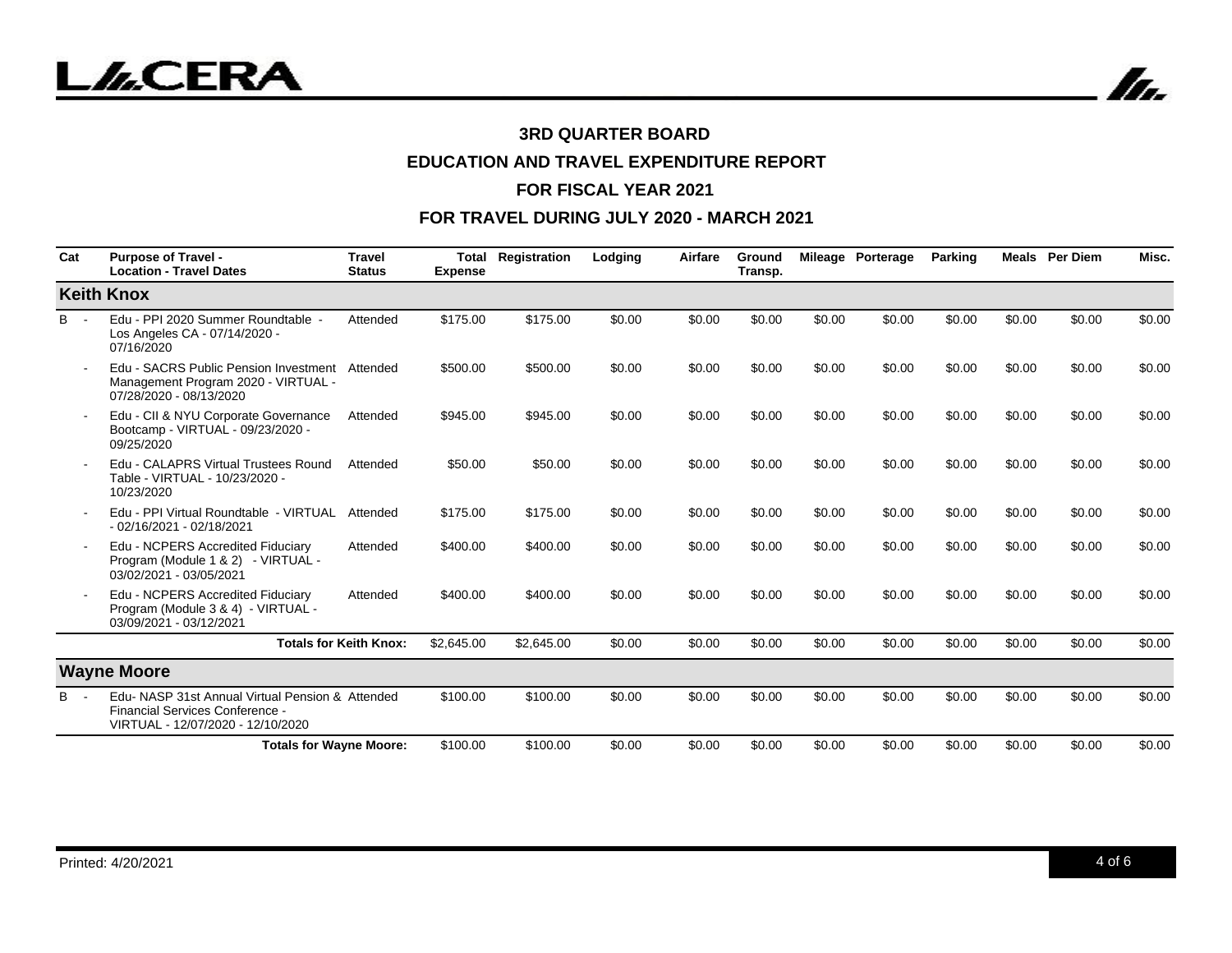### 3RD QUARTER BOARD

### EDUCATION AND TRAVEL EXPENDITURE REPORT

### FOR FISCAL YEAR 2021

### FOR TRAVEL DURING JULY 2020 - MARCH 2021

| Cat | Purpose of Travel - Location - Travel Dates | Travel Status | Total Expense | Registration | Lodging | Airfare | Ground Transp. | Mileage | Porterage | Parking | Meals | Per Diem | Misc. |
|---|---|---|---|---|---|---|---|---|---|---|---|---|---|
| **Keith Knox** | | | | | | | | | | | | | |
| B - | Edu - PPI 2020 Summer Roundtable - Los Angeles CA - 07/14/2020 - 07/16/2020 | Attended | $175.00 | $175.00 | $0.00 | $0.00 | $0.00 | $0.00 | $0.00 | $0.00 | $0.00 | $0.00 | $0.00 |
| - | Edu - SACRS Public Pension Investment Management Program 2020 - VIRTUAL - 07/28/2020 - 08/13/2020 | Attended | $500.00 | $500.00 | $0.00 | $0.00 | $0.00 | $0.00 | $0.00 | $0.00 | $0.00 | $0.00 | $0.00 |
| - | Edu - CII & NYU Corporate Governance Bootcamp - VIRTUAL - 09/23/2020 - 09/25/2020 | Attended | $945.00 | $945.00 | $0.00 | $0.00 | $0.00 | $0.00 | $0.00 | $0.00 | $0.00 | $0.00 | $0.00 |
| - | Edu - CALAPRS Virtual Trustees Round Table - VIRTUAL - 10/23/2020 - 10/23/2020 | Attended | $50.00 | $50.00 | $0.00 | $0.00 | $0.00 | $0.00 | $0.00 | $0.00 | $0.00 | $0.00 | $0.00 |
| - | Edu - PPI Virtual Roundtable - VIRTUAL - 02/16/2021 - 02/18/2021 | Attended | $175.00 | $175.00 | $0.00 | $0.00 | $0.00 | $0.00 | $0.00 | $0.00 | $0.00 | $0.00 | $0.00 |
| - | Edu - NCPERS Accredited Fiduciary Program (Module 1 & 2) - VIRTUAL - 03/02/2021 - 03/05/2021 | Attended | $400.00 | $400.00 | $0.00 | $0.00 | $0.00 | $0.00 | $0.00 | $0.00 | $0.00 | $0.00 | $0.00 |
| - | Edu - NCPERS Accredited Fiduciary Program (Module 3 & 4) - VIRTUAL - 03/09/2021 - 03/12/2021 | Attended | $400.00 | $400.00 | $0.00 | $0.00 | $0.00 | $0.00 | $0.00 | $0.00 | $0.00 | $0.00 | $0.00 |
| | **Totals for Keith Knox:** | | $2,645.00 | $2,645.00 | $0.00 | $0.00 | $0.00 | $0.00 | $0.00 | $0.00 | $0.00 | $0.00 | $0.00 |
| **Wayne Moore** | | | | | | | | | | | | | |
| B - | Edu- NASP 31st Annual Virtual Pension & Financial Services Conference - VIRTUAL - 12/07/2020 - 12/10/2020 | Attended | $100.00 | $100.00 | $0.00 | $0.00 | $0.00 | $0.00 | $0.00 | $0.00 | $0.00 | $0.00 | $0.00 |
| | **Totals for Wayne Moore:** | | $100.00 | $100.00 | $0.00 | $0.00 | $0.00 | $0.00 | $0.00 | $0.00 | $0.00 | $0.00 | $0.00 |

Printed: 4/20/2021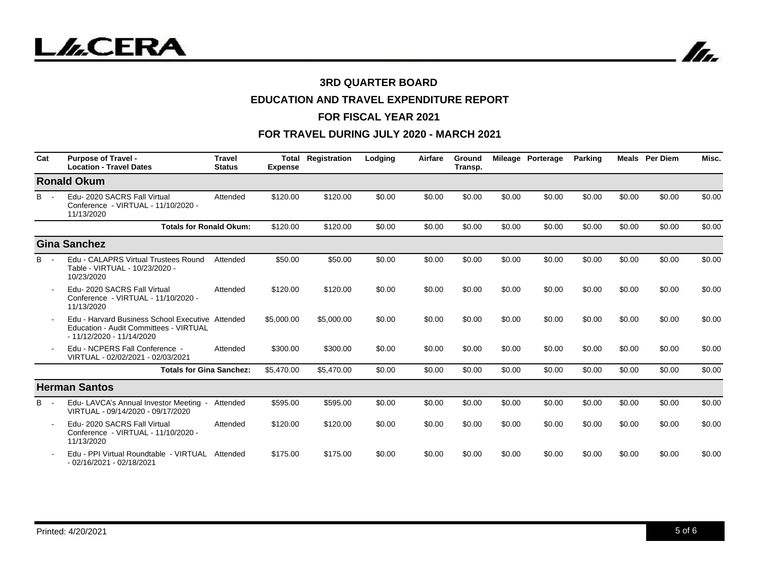### 3RD QUARTER BOARD

### EDUCATION AND TRAVEL EXPENDITURE REPORT

### FOR FISCAL YEAR 2021

### FOR TRAVEL DURING JULY 2020 - MARCH 2021

| Cat | Purpose of Travel - Location - Travel Dates | Travel Status | Total Expense | Registration | Lodging | Airfare | Ground Transp. | Mileage | Porterage | Parking | Meals | Per Diem | Misc. |
|---|---|---|---|---|---|---|---|---|---|---|---|---|---|
| **Ronald Okum** | | | | | | | | | | | | | |
| B - | Edu- 2020 SACRS Fall Virtual Conference - VIRTUAL - 11/10/2020 - 11/13/2020 | Attended | $120.00 | $120.00 | $0.00 | $0.00 | $0.00 | $0.00 | $0.00 | $0.00 | $0.00 | $0.00 | $0.00 |
| | **Totals for Ronald Okum:** | | $120.00 | $120.00 | $0.00 | $0.00 | $0.00 | $0.00 | $0.00 | $0.00 | $0.00 | $0.00 | $0.00 |
| **Gina Sanchez** | | | | | | | | | | | | | |
| B - | Edu - CALAPRS Virtual Trustees Round Table - VIRTUAL - 10/23/2020 - 10/23/2020 | Attended | $50.00 | $50.00 | $0.00 | $0.00 | $0.00 | $0.00 | $0.00 | $0.00 | $0.00 | $0.00 | $0.00 |
| - | Edu- 2020 SACRS Fall Virtual Conference - VIRTUAL - 11/10/2020 - 11/13/2020 | Attended | $120.00 | $120.00 | $0.00 | $0.00 | $0.00 | $0.00 | $0.00 | $0.00 | $0.00 | $0.00 | $0.00 |
| - | Edu - Harvard Business School Executive Education - Audit Committees - VIRTUAL - 11/12/2020 - 11/14/2020 | Attended | $5,000.00 | $5,000.00 | $0.00 | $0.00 | $0.00 | $0.00 | $0.00 | $0.00 | $0.00 | $0.00 | $0.00 |
| - | Edu - NCPERS Fall Conference - VIRTUAL - 02/02/2021 - 02/03/2021 | Attended | $300.00 | $300.00 | $0.00 | $0.00 | $0.00 | $0.00 | $0.00 | $0.00 | $0.00 | $0.00 | $0.00 |
| | **Totals for Gina Sanchez:** | | $5,470.00 | $5,470.00 | $0.00 | $0.00 | $0.00 | $0.00 | $0.00 | $0.00 | $0.00 | $0.00 | $0.00 |
| **Herman Santos** | | | | | | | | | | | | | |
| B - | Edu- LAVCA's Annual Investor Meeting - VIRTUAL - 09/14/2020 - 09/17/2020 | Attended | $595.00 | $595.00 | $0.00 | $0.00 | $0.00 | $0.00 | $0.00 | $0.00 | $0.00 | $0.00 | $0.00 |
| - | Edu- 2020 SACRS Fall Virtual Conference - VIRTUAL - 11/10/2020 - 11/13/2020 | Attended | $120.00 | $120.00 | $0.00 | $0.00 | $0.00 | $0.00 | $0.00 | $0.00 | $0.00 | $0.00 | $0.00 |
| - | Edu - PPI Virtual Roundtable - VIRTUAL - 02/16/2021 - 02/18/2021 | Attended | $175.00 | $175.00 | $0.00 | $0.00 | $0.00 | $0.00 | $0.00 | $0.00 | $0.00 | $0.00 | $0.00 |

Printed: 4/20/2021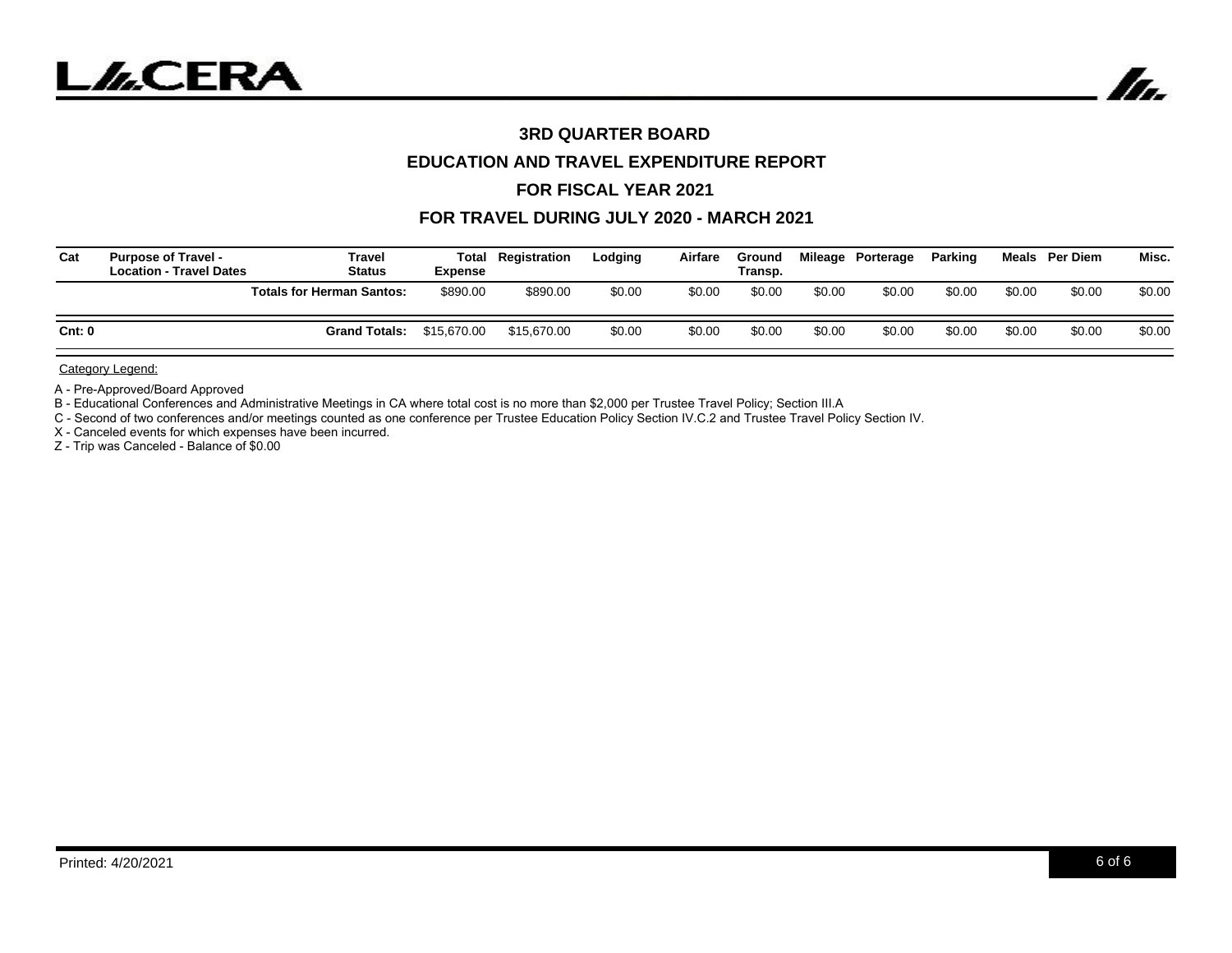### 3RD QUARTER BOARD

### EDUCATION AND TRAVEL EXPENDITURE REPORT

### FOR FISCAL YEAR 2021

### FOR TRAVEL DURING JULY 2020 - MARCH 2021

| Cat | Purpose of Travel - Location - Travel Dates | Travel Status | Total Expense | Registration | Lodging | Airfare | Ground Transp. | Mileage | Porterage | Parking | Meals | Per Diem | Misc. |
|---|---|---|---|---|---|---|---|---|---|---|---|---|---|
| | | **Totals for Herman Santos:** | $890.00 | $890.00 | $0.00 | $0.00 | $0.00 | $0.00 | $0.00 | $0.00 | $0.00 | $0.00 | $0.00 |
| **Cnt: 0** | | **Grand Totals:** | $15,670.00 | $15,670.00 | $0.00 | $0.00 | $0.00 | $0.00 | $0.00 | $0.00 | $0.00 | $0.00 | $0.00 |

Category Legend:

A - Pre-Approved/Board Approved

B - Educational Conferences and Administrative Meetings in CA where total cost is no more than $2,000 per Trustee Travel Policy; Section III.A

C - Second of two conferences and/or meetings counted as one conference per Trustee Education Policy Section IV.C.2 and Trustee Travel Policy Section IV.

X - Canceled events for which expenses have been incurred.

Z - Trip was Canceled - Balance of $0.00

Printed: 4/20/2021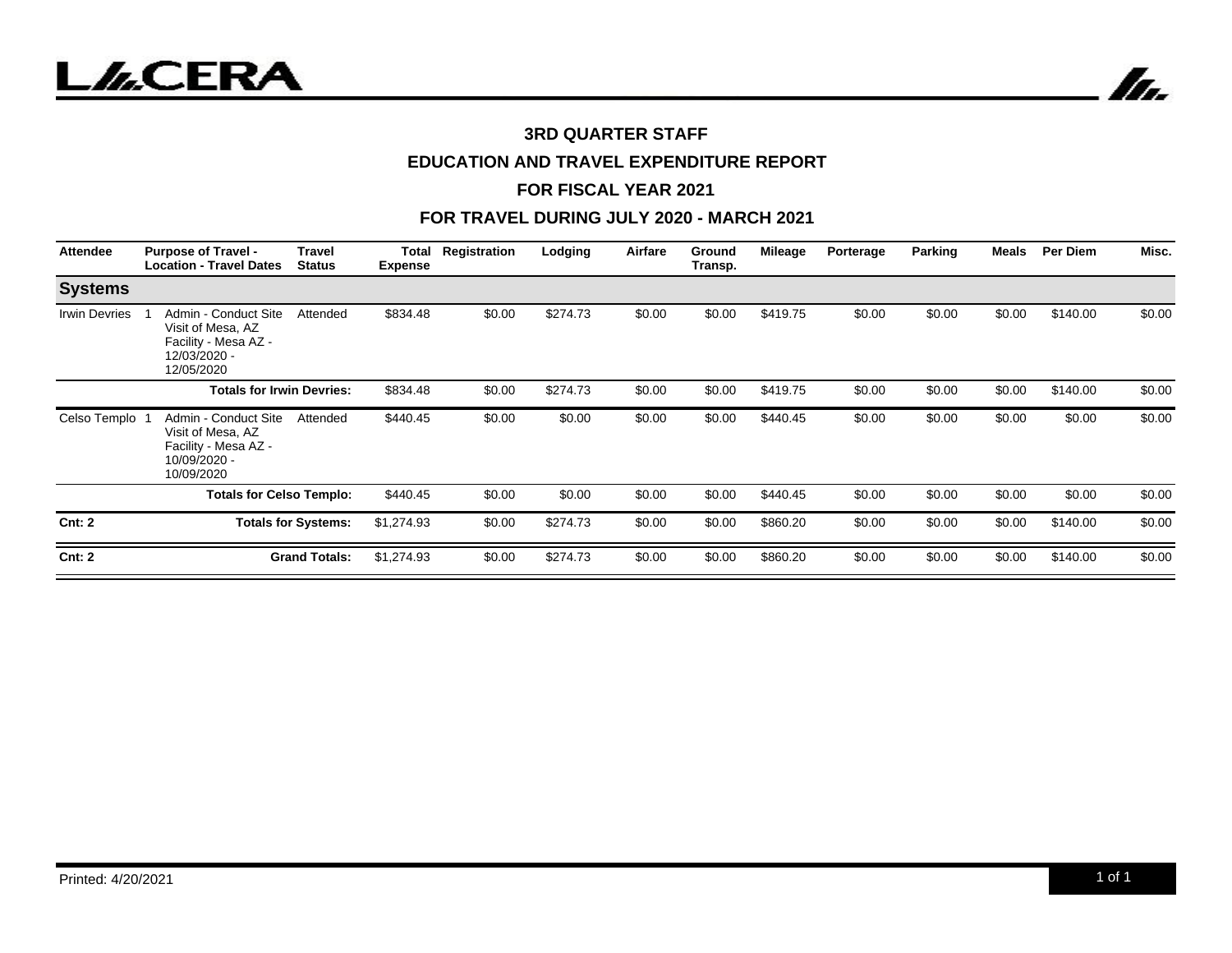### 3RD QUARTER STAFF

### EDUCATION AND TRAVEL EXPENDITURE REPORT

### FOR FISCAL YEAR 2021

### FOR TRAVEL DURING JULY 2020 - MARCH 2021

| Attendee | | Purpose of Travel - Location - Travel Dates | Travel Status | Total Expense | Registration | Lodging | Airfare | Ground Transp. | Mileage | Porterage | Parking | Meals | Per Diem | Misc. |
|---|---|---|---|---|---|---|---|---|---|---|---|---|---|---|
| **Systems** | | | | | | | | | | | | | | |
| Irwin Devries | 1 | Admin - Conduct Site Visit of Mesa, AZ Facility - Mesa AZ - 12/03/2020 - 12/05/2020 | Attended | $834.48 | $0.00 | $274.73 | $0.00 | $0.00 | $419.75 | $0.00 | $0.00 | $0.00 | $140.00 | $0.00 |
| | | **Totals for Irwin Devries:** | | $834.48 | $0.00 | $274.73 | $0.00 | $0.00 | $419.75 | $0.00 | $0.00 | $0.00 | $140.00 | $0.00 |
| Celso Templo | 1 | Admin - Conduct Site Visit of Mesa, AZ Facility - Mesa AZ - 10/09/2020 - 10/09/2020 | Attended | $440.45 | $0.00 | $0.00 | $0.00 | $0.00 | $440.45 | $0.00 | $0.00 | $0.00 | $0.00 | $0.00 |
| | | **Totals for Celso Templo:** | | $440.45 | $0.00 | $0.00 | $0.00 | $0.00 | $440.45 | $0.00 | $0.00 | $0.00 | $0.00 | $0.00 |
| **Cnt: 2** | | **Totals for Systems:** | | $1,274.93 | $0.00 | $274.73 | $0.00 | $0.00 | $860.20 | $0.00 | $0.00 | $0.00 | $140.00 | $0.00 |
| **Cnt: 2** | | **Grand Totals:** | | $1,274.93 | $0.00 | $274.73 | $0.00 | $0.00 | $860.20 | $0.00 | $0.00 | $0.00 | $140.00 | $0.00 |

Printed: 4/20/2021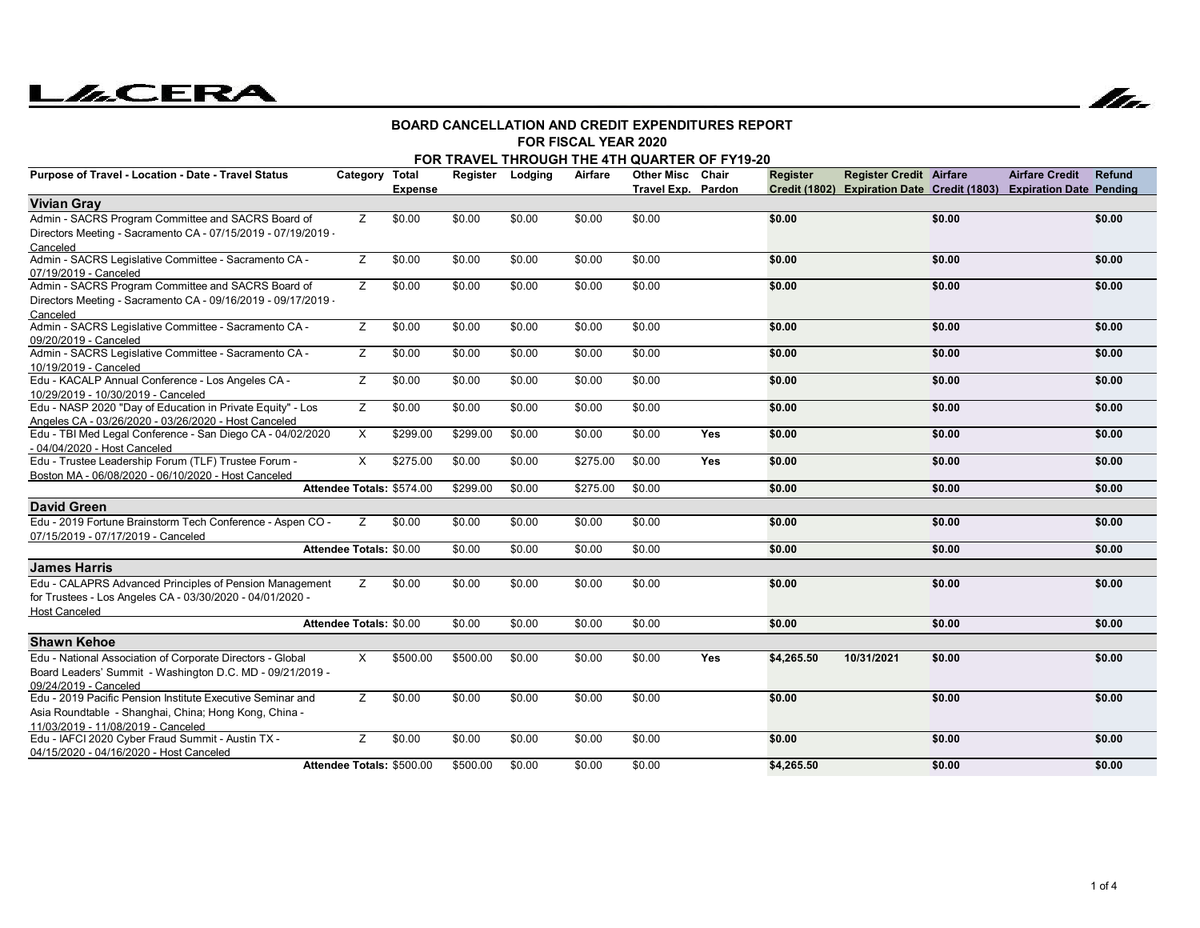**BOARD CANCELLATION AND CREDIT EXPENDITURES REPORT**
**FOR FISCAL YEAR 2020**
**FOR TRAVEL THROUGH THE 4TH QUARTER OF FY19-20**

| Purpose of Travel - Location - Date - Travel Status | Category | Total Expense | Register | Lodging | Airfare | Other Misc Travel Exp. | Chair Pardon | Register Credit (1802) | Register Credit Expiration Date | Airfare Credit (1803) | Airfare Credit Expiration Date | Refund Pending |
|---|---|---|---|---|---|---|---|---|---|---|---|---|
| **Vivian Gray** | | | | | | | | | | | | |
| Admin - SACRS Program Committee and SACRS Board of Directors Meeting - Sacramento CA - 07/15/2019 - 07/19/2019 - Canceled | Z | $0.00 | $0.00 | $0.00 | $0.00 | $0.00 | | **$0.00** | | **$0.00** | | **$0.00** |
| Admin - SACRS Legislative Committee - Sacramento CA - 07/19/2019 - Canceled | Z | $0.00 | $0.00 | $0.00 | $0.00 | $0.00 | | **$0.00** | | **$0.00** | | **$0.00** |
| Admin - SACRS Program Committee and SACRS Board of Directors Meeting - Sacramento CA - 09/16/2019 - 09/17/2019 - Canceled | Z | $0.00 | $0.00 | $0.00 | $0.00 | $0.00 | | **$0.00** | | **$0.00** | | **$0.00** |
| Admin - SACRS Legislative Committee - Sacramento CA - 09/20/2019 - Canceled | Z | $0.00 | $0.00 | $0.00 | $0.00 | $0.00 | | **$0.00** | | **$0.00** | | **$0.00** |
| Admin - SACRS Legislative Committee - Sacramento CA - 10/19/2019 - Canceled | Z | $0.00 | $0.00 | $0.00 | $0.00 | $0.00 | | **$0.00** | | **$0.00** | | **$0.00** |
| Edu - KACALP Annual Conference - Los Angeles CA - 10/29/2019 - 10/30/2019 - Canceled | Z | $0.00 | $0.00 | $0.00 | $0.00 | $0.00 | | **$0.00** | | **$0.00** | | **$0.00** |
| Edu - NASP 2020 "Day of Education in Private Equity" - Los Angeles CA - 03/26/2020 - 03/26/2020 - Host Canceled | Z | $0.00 | $0.00 | $0.00 | $0.00 | $0.00 | | **$0.00** | | **$0.00** | | **$0.00** |
| Edu - TBI Med Legal Conference - San Diego CA - 04/02/2020 - 04/04/2020 - Host Canceled | X | $299.00 | $299.00 | $0.00 | $0.00 | $0.00 | **Yes** | **$0.00** | | **$0.00** | | **$0.00** |
| Edu - Trustee Leadership Forum (TLF) Trustee Forum - Boston MA - 06/08/2020 - 06/10/2020 - Host Canceled | X | $275.00 | $0.00 | $0.00 | $275.00 | $0.00 | **Yes** | **$0.00** | | **$0.00** | | **$0.00** |
| **Attendee Totals:** | | $574.00 | $299.00 | $0.00 | $275.00 | $0.00 | | **$0.00** | | **$0.00** | | **$0.00** |
| **David Green** | | | | | | | | | | | | |
| Edu - 2019 Fortune Brainstorm Tech Conference - Aspen CO - 07/15/2019 - 07/17/2019 - Canceled | Z | $0.00 | $0.00 | $0.00 | $0.00 | $0.00 | | **$0.00** | | **$0.00** | | **$0.00** |
| **Attendee Totals:** | | $0.00 | $0.00 | $0.00 | $0.00 | $0.00 | | **$0.00** | | **$0.00** | | **$0.00** |
| **James Harris** | | | | | | | | | | | | |
| Edu - CALAPRS Advanced Principles of Pension Management for Trustees - Los Angeles CA - 03/30/2020 - 04/01/2020 - Host Canceled | Z | $0.00 | $0.00 | $0.00 | $0.00 | $0.00 | | **$0.00** | | **$0.00** | | **$0.00** |
| **Attendee Totals:** | | $0.00 | $0.00 | $0.00 | $0.00 | $0.00 | | **$0.00** | | **$0.00** | | **$0.00** |
| **Shawn Kehoe** | | | | | | | | | | | | |
| Edu - National Association of Corporate Directors - Global Board Leaders' Summit - Washington D.C. MD - 09/21/2019 - 09/24/2019 - Canceled | X | $500.00 | $500.00 | $0.00 | $0.00 | $0.00 | **Yes** | **$4,265.50** | **10/31/2021** | **$0.00** | | **$0.00** |
| Edu - 2019 Pacific Pension Institute Executive Seminar and Asia Roundtable - Shanghai, China; Hong Kong, China - 11/03/2019 - 11/08/2019 - Canceled | Z | $0.00 | $0.00 | $0.00 | $0.00 | $0.00 | | **$0.00** | | **$0.00** | | **$0.00** |
| Edu - IAFCI 2020 Cyber Fraud Summit - Austin TX - 04/15/2020 - 04/16/2020 - Host Canceled | Z | $0.00 | $0.00 | $0.00 | $0.00 | $0.00 | | **$0.00** | | **$0.00** | | **$0.00** |
| **Attendee Totals:** | | $500.00 | $500.00 | $0.00 | $0.00 | $0.00 | | **$4,265.50** | | **$0.00** | | **$0.00** |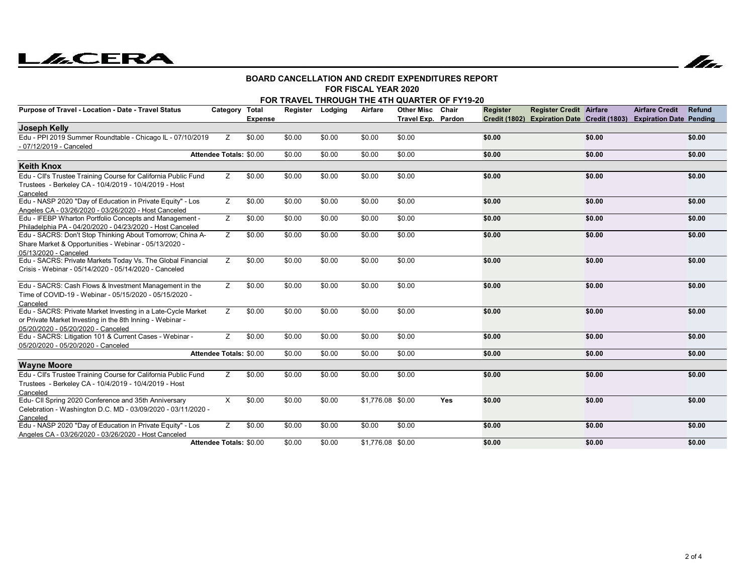# LACERA

## BOARD CANCELLATION AND CREDIT EXPENDITURES REPORT
## FOR FISCAL YEAR 2020
## FOR TRAVEL THROUGH THE 4TH QUARTER OF FY19-20

| Purpose of Travel - Location - Date - Travel Status | Category | Total Expense | Register | Lodging | Airfare | Other Misc Travel Exp. | Chair Pardon | Register Credit (1802) | Register Credit Expiration Date | Airfare Credit (1803) | Airfare Credit Expiration Date | Refund Pending |
|---|---|---|---|---|---|---|---|---|---|---|---|---|
| **Joseph Kelly** | | | | | | | | | | | | |
| Edu - PPI 2019 Summer Roundtable - Chicago IL - 07/10/2019 - 07/12/2019 - Canceled | Z | $0.00 | $0.00 | $0.00 | $0.00 | $0.00 | | **$0.00** | | **$0.00** | | **$0.00** |
| **Attendee Totals:** | | $0.00 | $0.00 | $0.00 | $0.00 | $0.00 | | **$0.00** | | **$0.00** | | **$0.00** |
| **Keith Knox** | | | | | | | | | | | | |
| Edu - CII's Trustee Training Course for California Public Fund Trustees - Berkeley CA - 10/4/2019 - 10/4/2019 - Host Canceled | Z | $0.00 | $0.00 | $0.00 | $0.00 | $0.00 | | **$0.00** | | **$0.00** | | **$0.00** |
| Edu - NASP 2020 "Day of Education in Private Equity" - Los Angeles CA - 03/26/2020 - 03/26/2020 - Host Canceled | Z | $0.00 | $0.00 | $0.00 | $0.00 | $0.00 | | **$0.00** | | **$0.00** | | **$0.00** |
| Edu - IFEBP Wharton Portfolio Concepts and Management - Philadelphia PA - 04/20/2020 - 04/23/2020 - Host Canceled | Z | $0.00 | $0.00 | $0.00 | $0.00 | $0.00 | | **$0.00** | | **$0.00** | | **$0.00** |
| Edu - SACRS: Don't Stop Thinking About Tomorrow; China A-Share Market & Opportunities - Webinar - 05/13/2020 - 05/13/2020 - Canceled | Z | $0.00 | $0.00 | $0.00 | $0.00 | $0.00 | | **$0.00** | | **$0.00** | | **$0.00** |
| Edu - SACRS: Private Markets Today Vs. The Global Financial Crisis - Webinar - 05/14/2020 - 05/14/2020 - Canceled | Z | $0.00 | $0.00 | $0.00 | $0.00 | $0.00 | | **$0.00** | | **$0.00** | | **$0.00** |
| Edu - SACRS: Cash Flows & Investment Management in the Time of COVID-19 - Webinar - 05/15/2020 - 05/15/2020 - Canceled | Z | $0.00 | $0.00 | $0.00 | $0.00 | $0.00 | | **$0.00** | | **$0.00** | | **$0.00** |
| Edu - SACRS: Private Market Investing in a Late-Cycle Market or Private Market Investing in the 8th Inning - Webinar - 05/20/2020 - 05/20/2020 - Canceled | Z | $0.00 | $0.00 | $0.00 | $0.00 | $0.00 | | **$0.00** | | **$0.00** | | **$0.00** |
| Edu - SACRS: Litigation 101 & Current Cases - Webinar - 05/20/2020 - 05/20/2020 - Canceled | Z | $0.00 | $0.00 | $0.00 | $0.00 | $0.00 | | **$0.00** | | **$0.00** | | **$0.00** |
| **Attendee Totals:** | | $0.00 | $0.00 | $0.00 | $0.00 | $0.00 | | **$0.00** | | **$0.00** | | **$0.00** |
| **Wayne Moore** | | | | | | | | | | | | |
| Edu - CII's Trustee Training Course for California Public Fund Trustees - Berkeley CA - 10/4/2019 - 10/4/2019 - Host Canceled | Z | $0.00 | $0.00 | $0.00 | $0.00 | $0.00 | | **$0.00** | | **$0.00** | | **$0.00** |
| Edu- CII Spring 2020 Conference and 35th Anniversary Celebration - Washington D.C. MD - 03/09/2020 - 03/11/2020 - Canceled | X | $0.00 | $0.00 | $0.00 | $1,776.08 | $0.00 | **Yes** | **$0.00** | | **$0.00** | | **$0.00** |
| Edu - NASP 2020 "Day of Education in Private Equity" - Los Angeles CA - 03/26/2020 - 03/26/2020 - Host Canceled | Z | $0.00 | $0.00 | $0.00 | $0.00 | $0.00 | | **$0.00** | | **$0.00** | | **$0.00** |
| **Attendee Totals:** | | $0.00 | $0.00 | $0.00 | $1,776.08 | $0.00 | | **$0.00** | | **$0.00** | | **$0.00** |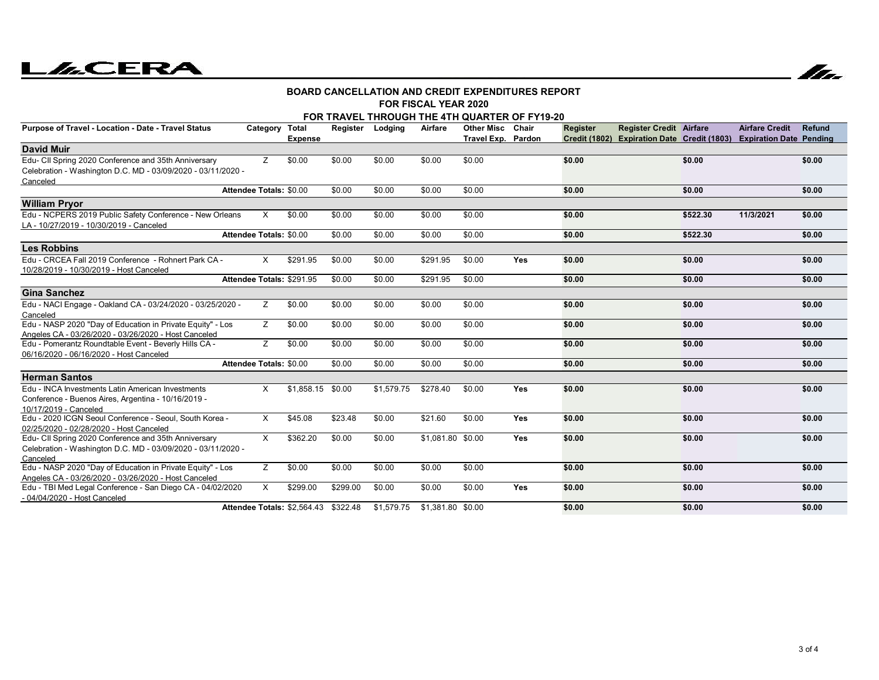**BOARD CANCELLATION AND CREDIT EXPENDITURES REPORT**
**FOR FISCAL YEAR 2020**
**FOR TRAVEL THROUGH THE 4TH QUARTER OF FY19-20**

| Purpose of Travel - Location - Date - Travel Status | Category | Total Expense | Register | Lodging | Airfare | Other Misc Travel Exp. | Chair Pardon | Register Credit (1802) | Register Credit Expiration Date | Airfare Credit (1803) | Airfare Credit Expiration Date | Refund Pending |
|---|---|---|---|---|---|---|---|---|---|---|---|---|
| **David Muir** | | | | | | | | | | | | |
| Edu- CII Spring 2020 Conference and 35th Anniversary Celebration - Washington D.C. MD - 03/09/2020 - 03/11/2020 - Canceled | Z | $0.00 | $0.00 | $0.00 | $0.00 | $0.00 | | $0.00 | | $0.00 | | $0.00 |
| **Attendee Totals:** | | $0.00 | $0.00 | $0.00 | $0.00 | $0.00 | | $0.00 | | $0.00 | | $0.00 |
| **William Pryor** | | | | | | | | | | | | |
| Edu - NCPERS 2019 Public Safety Conference - New Orleans LA - 10/27/2019 - 10/30/2019 - Canceled | X | $0.00 | $0.00 | $0.00 | $0.00 | $0.00 | | $0.00 | | $522.30 | 11/3/2021 | $0.00 |
| **Attendee Totals:** | | $0.00 | $0.00 | $0.00 | $0.00 | $0.00 | | $0.00 | | $522.30 | | $0.00 |
| **Les Robbins** | | | | | | | | | | | | |
| Edu - CRCEA Fall 2019 Conference - Rohnert Park CA - 10/28/2019 - 10/30/2019 - Host Canceled | X | $291.95 | $0.00 | $0.00 | $291.95 | $0.00 | Yes | $0.00 | | $0.00 | | $0.00 |
| **Attendee Totals:** | | $291.95 | $0.00 | $0.00 | $291.95 | $0.00 | | $0.00 | | $0.00 | | $0.00 |
| **Gina Sanchez** | | | | | | | | | | | | |
| Edu - NACI Engage - Oakland CA - 03/24/2020 - 03/25/2020 - Canceled | Z | $0.00 | $0.00 | $0.00 | $0.00 | $0.00 | | $0.00 | | $0.00 | | $0.00 |
| Edu - NASP 2020 "Day of Education in Private Equity" - Los Angeles CA - 03/26/2020 - 03/26/2020 - Host Canceled | Z | $0.00 | $0.00 | $0.00 | $0.00 | $0.00 | | $0.00 | | $0.00 | | $0.00 |
| Edu - Pomerantz Roundtable Event - Beverly Hills CA - 06/16/2020 - 06/16/2020 - Host Canceled | Z | $0.00 | $0.00 | $0.00 | $0.00 | $0.00 | | $0.00 | | $0.00 | | $0.00 |
| **Attendee Totals:** | | $0.00 | $0.00 | $0.00 | $0.00 | $0.00 | | $0.00 | | $0.00 | | $0.00 |
| **Herman Santos** | | | | | | | | | | | | |
| Edu - INCA Investments Latin American Investments Conference - Buenos Aires, Argentina - 10/16/2019 - 10/17/2019 - Canceled | X | $1,858.15 | $0.00 | $1,579.75 | $278.40 | $0.00 | Yes | $0.00 | | $0.00 | | $0.00 |
| Edu - 2020 ICGN Seoul Conference - Seoul, South Korea - 02/25/2020 - 02/28/2020 - Host Canceled | X | $45.08 | $23.48 | $0.00 | $21.60 | $0.00 | Yes | $0.00 | | $0.00 | | $0.00 |
| Edu- CII Spring 2020 Conference and 35th Anniversary Celebration - Washington D.C. MD - 03/09/2020 - 03/11/2020 - Canceled | X | $362.20 | $0.00 | $0.00 | $1,081.80 | $0.00 | Yes | $0.00 | | $0.00 | | $0.00 |
| Edu - NASP 2020 "Day of Education in Private Equity" - Los Angeles CA - 03/26/2020 - 03/26/2020 - Host Canceled | Z | $0.00 | $0.00 | $0.00 | $0.00 | $0.00 | | $0.00 | | $0.00 | | $0.00 |
| Edu - TBI Med Legal Conference - San Diego CA - 04/02/2020 - 04/04/2020 - Host Canceled | X | $299.00 | $299.00 | $0.00 | $0.00 | $0.00 | Yes | $0.00 | | $0.00 | | $0.00 |
| **Attendee Totals:** | | $2,564.43 | $322.48 | $1,579.75 | $1,381.80 | $0.00 | | $0.00 | | $0.00 | | $0.00 |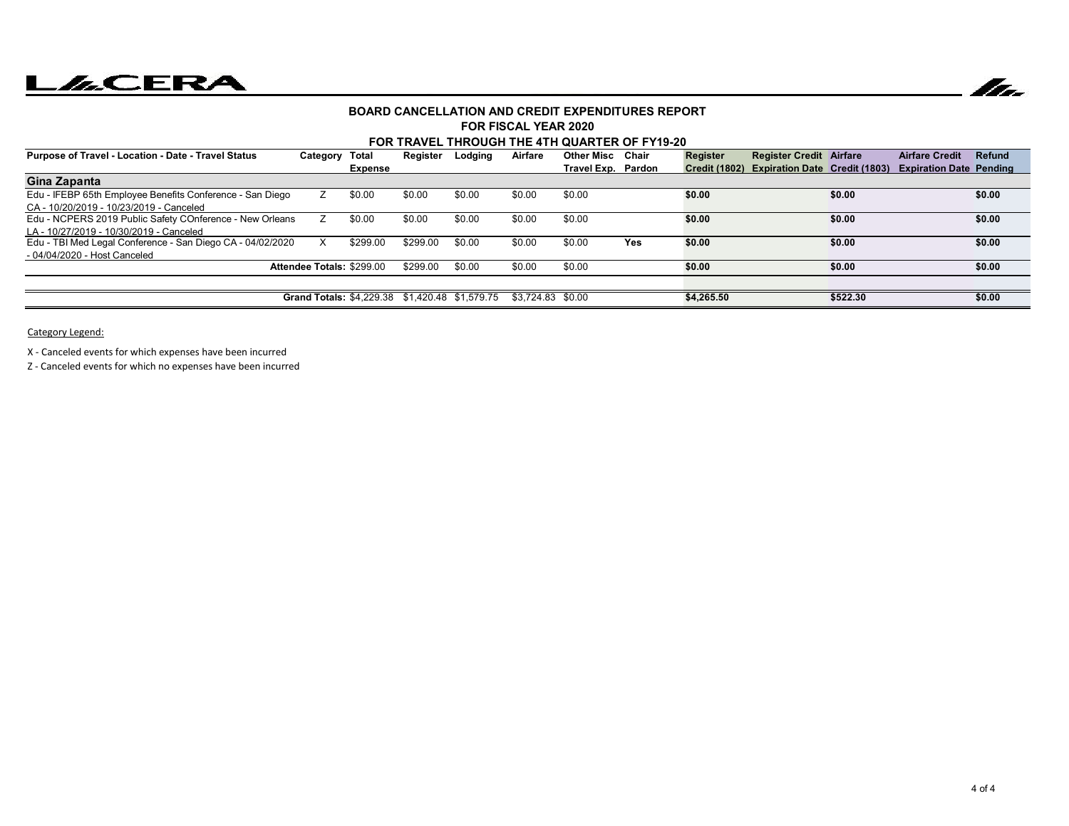**BOARD CANCELLATION AND CREDIT EXPENDITURES REPORT**
**FOR FISCAL YEAR 2020**
**FOR TRAVEL THROUGH THE 4TH QUARTER OF FY19-20**

| Purpose of Travel - Location - Date - Travel Status | Category | Total Expense | Register | Lodging | Airfare | Other Misc Travel Exp. | Chair Pardon | Register Credit (1802) | Register Credit Expiration Date | Airfare Credit (1803) | Airfare Credit Expiration Date | Refund Pending |
|---|---|---|---|---|---|---|---|---|---|---|---|---|
| **Gina Zapanta** | | | | | | | | | | | | |
| Edu - IFEBP 65th Employee Benefits Conference - San Diego CA - 10/20/2019 - 10/23/2019 - Canceled | Z | $0.00 | $0.00 | $0.00 | $0.00 | $0.00 | | **$0.00** | | **$0.00** | | **$0.00** |
| Edu - NCPERS 2019 Public Safety COnference - New Orleans LA - 10/27/2019 - 10/30/2019 - Canceled | Z | $0.00 | $0.00 | $0.00 | $0.00 | $0.00 | | **$0.00** | | **$0.00** | | **$0.00** |
| Edu - TBI Med Legal Conference - San Diego CA - 04/02/2020 - 04/04/2020 - Host Canceled | X | $299.00 | $299.00 | $0.00 | $0.00 | $0.00 | **Yes** | **$0.00** | | **$0.00** | | **$0.00** |
| **Attendee Totals:** | | $299.00 | $299.00 | $0.00 | $0.00 | $0.00 | | **$0.00** | | **$0.00** | | **$0.00** |
| **Grand Totals:** | | $4,229.38 | $1,420.48 | $1,579.75 | $3,724.83 | $0.00 | | **$4,265.50** | | **$522.30** | | **$0.00** |

Category Legend:

X - Canceled events for which expenses have been incurred

Z - Canceled events for which no expenses have been incurred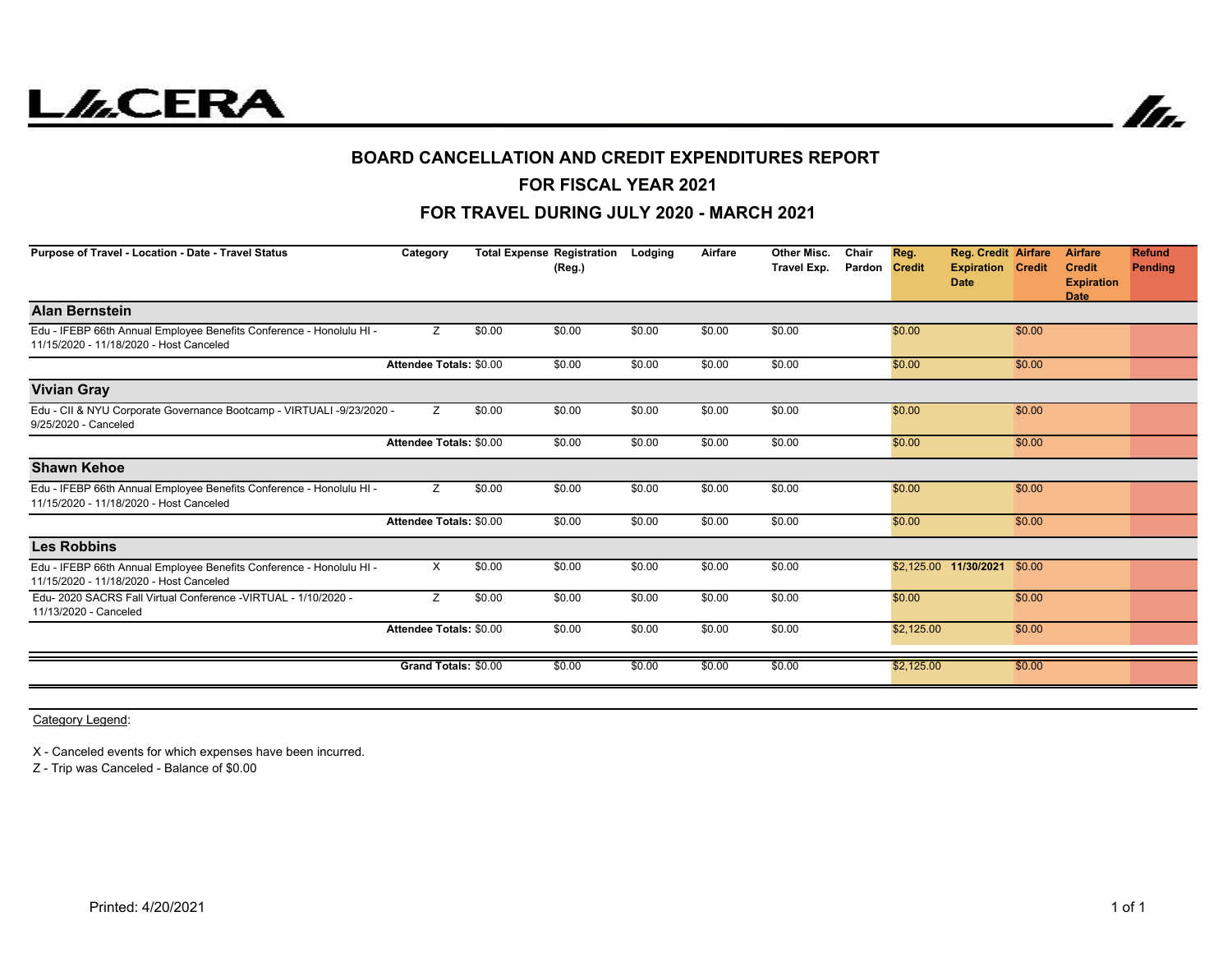# BOARD CANCELLATION AND CREDIT EXPENDITURES REPORT

## FOR FISCAL YEAR 2021

## FOR TRAVEL DURING JULY 2020 - MARCH 2021

| Purpose of Travel - Location - Date - Travel Status | Category | Total Expense | Registration (Reg.) | Lodging | Airfare | Other Misc. Travel Exp. | Chair Pardon | Reg. Credit | Reg. Credit Expiration Date | Airfare Credit | Airfare Credit Expiration Date | Refund Pending |
|---|---|---|---|---|---|---|---|---|---|---|---|---|
| **Alan Bernstein** | | | | | | | | | | | | |
| Edu - IFEBP 66th Annual Employee Benefits Conference - Honolulu HI - 11/15/2020 - 11/18/2020 - Host Canceled | Z | $0.00 | $0.00 | $0.00 | $0.00 | $0.00 | | $0.00 | | $0.00 | | |
| | **Attendee Totals:** | $0.00 | $0.00 | $0.00 | $0.00 | $0.00 | | $0.00 | | $0.00 | | |
| **Vivian Gray** | | | | | | | | | | | | |
| Edu - CII & NYU Corporate Governance Bootcamp - VIRTUALI -9/23/2020 - 9/25/2020 - Canceled | Z | $0.00 | $0.00 | $0.00 | $0.00 | $0.00 | | $0.00 | | $0.00 | | |
| | **Attendee Totals:** | $0.00 | $0.00 | $0.00 | $0.00 | $0.00 | | $0.00 | | $0.00 | | |
| **Shawn Kehoe** | | | | | | | | | | | | |
| Edu - IFEBP 66th Annual Employee Benefits Conference - Honolulu HI - 11/15/2020 - 11/18/2020 - Host Canceled | Z | $0.00 | $0.00 | $0.00 | $0.00 | $0.00 | | $0.00 | | $0.00 | | |
| | **Attendee Totals:** | $0.00 | $0.00 | $0.00 | $0.00 | $0.00 | | $0.00 | | $0.00 | | |
| **Les Robbins** | | | | | | | | | | | | |
| Edu - IFEBP 66th Annual Employee Benefits Conference - Honolulu HI - 11/15/2020 - 11/18/2020 - Host Canceled | X | $0.00 | $0.00 | $0.00 | $0.00 | $0.00 | | $2,125.00 | **11/30/2021** | $0.00 | | |
| Edu- 2020 SACRS Fall Virtual Conference -VIRTUAL - 1/10/2020 - 11/13/2020 - Canceled | Z | $0.00 | $0.00 | $0.00 | $0.00 | $0.00 | | $0.00 | | $0.00 | | |
| | **Attendee Totals:** | $0.00 | $0.00 | $0.00 | $0.00 | $0.00 | | $2,125.00 | | $0.00 | | |
| | **Grand Totals:** | $0.00 | $0.00 | $0.00 | $0.00 | $0.00 | | $2,125.00 | | $0.00 | | |

Category Legend:

X - Canceled events for which expenses have been incurred.

Z - Trip was Canceled - Balance of $0.00

Printed: 4/20/2021